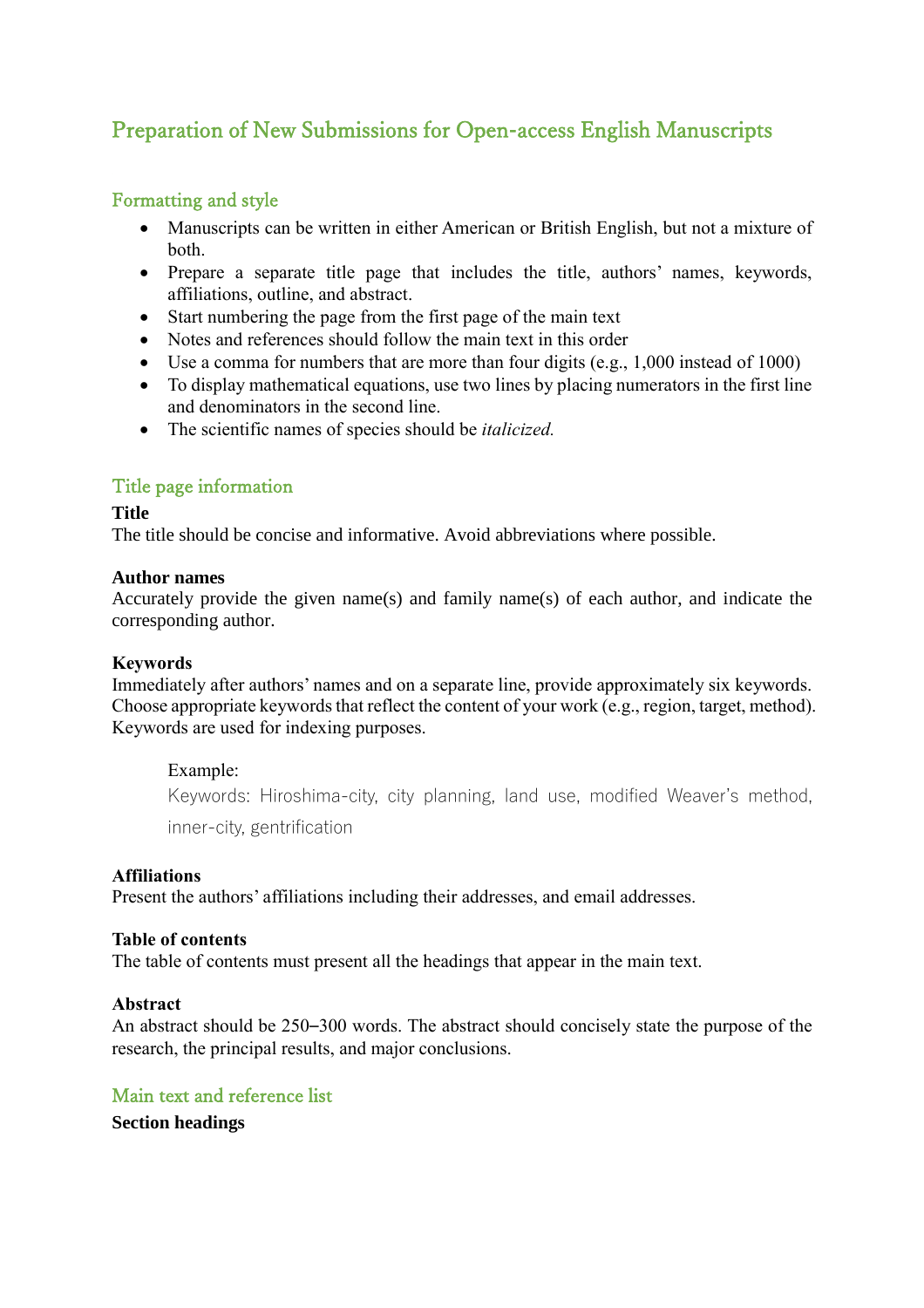# Preparation of New Submissions for Open-access English Manuscripts

## Formatting and style

- Manuscripts can be written in either American or British English, but not a mixture of both.
- Prepare a separate title page that includes the title, authors' names, keywords, affiliations, outline, and abstract.
- Start numbering the page from the first page of the main text
- Notes and references should follow the main text in this order
- Use a comma for numbers that are more than four digits (e.g., 1,000 instead of 1000)
- To display mathematical equations, use two lines by placing numerators in the first line and denominators in the second line.
- The scientific names of species should be *italicized.*

## Title page information

**Title**

The title should be concise and informative. Avoid abbreviations where possible.

**Author names**

Accurately provide the given name(s) and family name(s) of each author, and indicate the corresponding author.

**Keywords**

Immediately after authors' names and on a separate line, provide approximately six keywords. Choose appropriate keywords that reflect the content of your work (e.g., region, target, method). Keywords are used for indexing purposes.

> Example:
>
> Keywords: Hiroshima-city, city planning, land use, modified Weaver's method, inner-city, gentrification

**Affiliations**

Present the authors' affiliations including their addresses, and email addresses.

**Table of contents**

The table of contents must present all the headings that appear in the main text.

**Abstract**

An abstract should be 250–300 words. The abstract should concisely state the purpose of the research, the principal results, and major conclusions.

## Main text and reference list

**Section headings**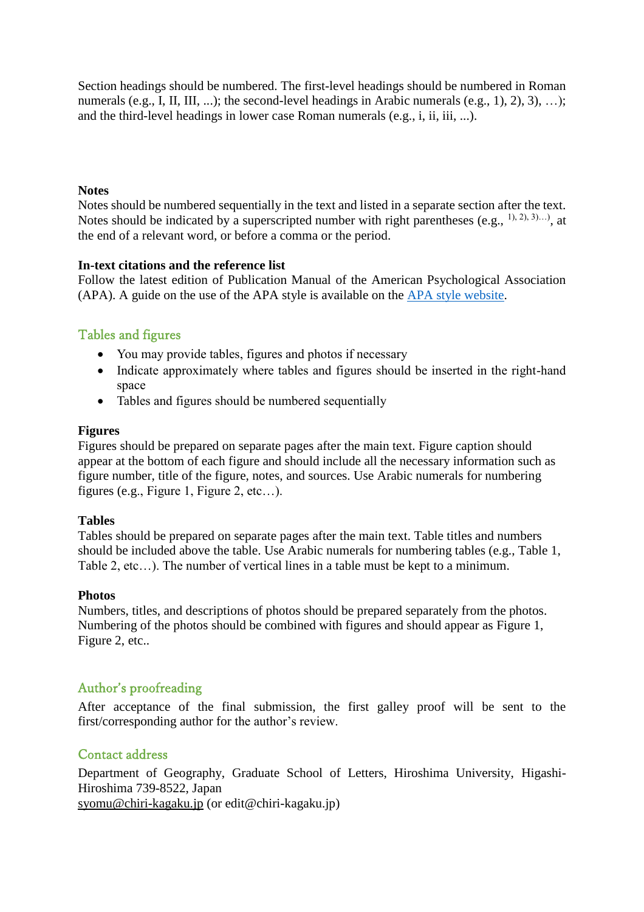Section headings should be numbered. The first-level headings should be numbered in Roman numerals (e.g., I, II, III, ...); the second-level headings in Arabic numerals (e.g., 1), 2), 3), …); and the third-level headings in lower case Roman numerals (e.g., i, ii, iii, ...).

**Notes**

Notes should be numbered sequentially in the text and listed in a separate section after the text. Notes should be indicated by a superscripted number with right parentheses (e.g., [1), 2), 3)…]), at the end of a relevant word, or before a comma or the period.

**In-text citations and the reference list**

Follow the latest edition of Publication Manual of the American Psychological Association (APA). A guide on the use of the APA style is available on the APA style website.

## Tables and figures

- You may provide tables, figures and photos if necessary
- Indicate approximately where tables and figures should be inserted in the right-hand space
- Tables and figures should be numbered sequentially

**Figures**

Figures should be prepared on separate pages after the main text. Figure caption should appear at the bottom of each figure and should include all the necessary information such as figure number, title of the figure, notes, and sources. Use Arabic numerals for numbering figures (e.g., Figure 1, Figure 2, etc…).

**Tables**

Tables should be prepared on separate pages after the main text. Table titles and numbers should be included above the table. Use Arabic numerals for numbering tables (e.g., Table 1, Table 2, etc…). The number of vertical lines in a table must be kept to a minimum.

**Photos**

Numbers, titles, and descriptions of photos should be prepared separately from the photos. Numbering of the photos should be combined with figures and should appear as Figure 1, Figure 2, etc..

## Author's proofreading

After acceptance of the final submission, the first galley proof will be sent to the first/corresponding author for the author's review.

## Contact address

Department of Geography, Graduate School of Letters, Hiroshima University, Higashi-Hiroshima 739-8522, Japan
syomu@chiri-kagaku.jp (or edit@chiri-kagaku.jp)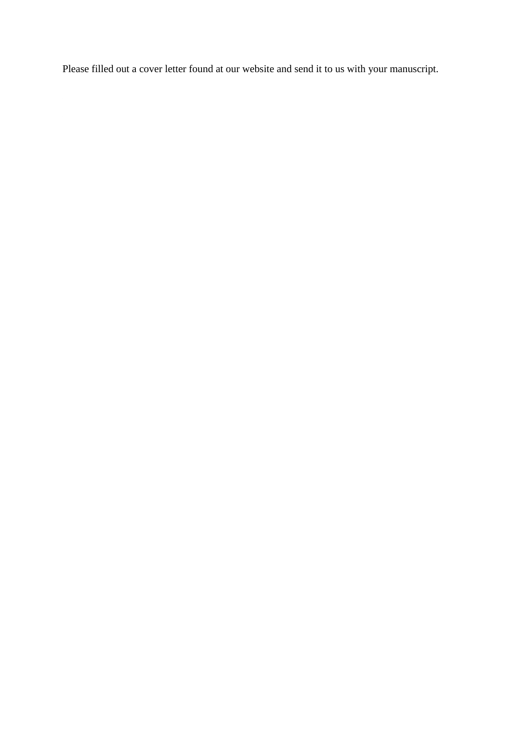Please filled out a cover letter found at our website and send it to us with your manuscript.